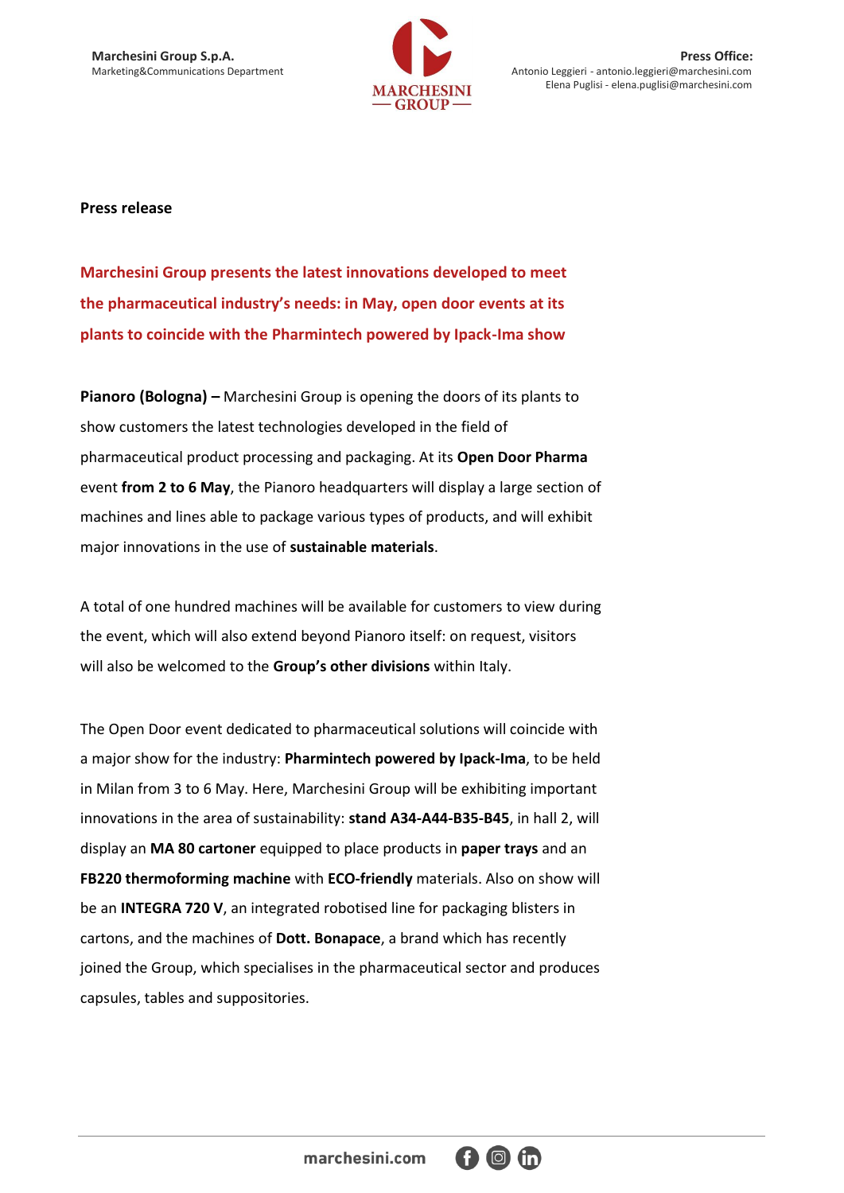Marchesini Group S.p.A.
Marketing&Communications Department

Press Office:
Antonio Leggieri - antonio.leggieri@marchesini.com
Elena Puglisi - elena.puglisi@marchesini.com

**Press release**

# Marchesini Group presents the latest innovations developed to meet the pharmaceutical industry's needs: in May, open door events at its plants to coincide with the Pharmintech powered by Ipack-Ima show

**Pianoro (Bologna) –** Marchesini Group is opening the doors of its plants to show customers the latest technologies developed in the field of pharmaceutical product processing and packaging. At its **Open Door Pharma** event **from 2 to 6 May**, the Pianoro headquarters will display a large section of machines and lines able to package various types of products, and will exhibit major innovations in the use of **sustainable materials**.

A total of one hundred machines will be available for customers to view during the event, which will also extend beyond Pianoro itself: on request, visitors will also be welcomed to the **Group's other divisions** within Italy.

The Open Door event dedicated to pharmaceutical solutions will coincide with a major show for the industry: **Pharmintech powered by Ipack-Ima**, to be held in Milan from 3 to 6 May. Here, Marchesini Group will be exhibiting important innovations in the area of sustainability: **stand A34-A44-B35-B45**, in hall 2, will display an **MA 80 cartoner** equipped to place products in **paper trays** and an **FB220 thermoforming machine** with **ECO-friendly** materials. Also on show will be an **INTEGRA 720 V**, an integrated robotised line for packaging blisters in cartons, and the machines of **Dott. Bonapace**, a brand which has recently joined the Group, which specialises in the pharmaceutical sector and produces capsules, tables and suppositories.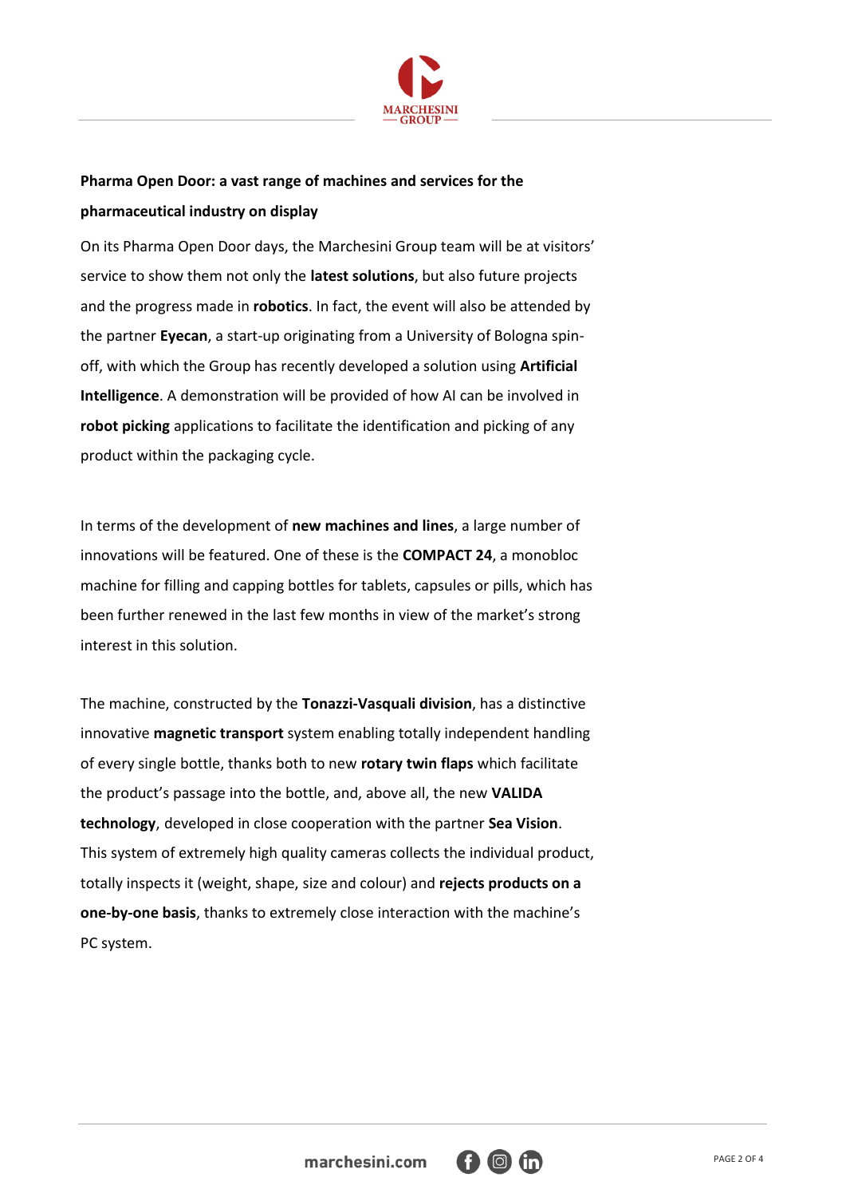**Pharma Open Door: a vast range of machines and services for the pharmaceutical industry on display**

On its Pharma Open Door days, the Marchesini Group team will be at visitors' service to show them not only the **latest solutions**, but also future projects and the progress made in **robotics**. In fact, the event will also be attended by the partner **Eyecan**, a start-up originating from a University of Bologna spin-off, with which the Group has recently developed a solution using **Artificial Intelligence**. A demonstration will be provided of how AI can be involved in **robot picking** applications to facilitate the identification and picking of any product within the packaging cycle.

In terms of the development of **new machines and lines**, a large number of innovations will be featured. One of these is the **COMPACT 24**, a monobloc machine for filling and capping bottles for tablets, capsules or pills, which has been further renewed in the last few months in view of the market's strong interest in this solution.

The machine, constructed by the **Tonazzi-Vasquali division**, has a distinctive innovative **magnetic transport** system enabling totally independent handling of every single bottle, thanks both to new **rotary twin flaps** which facilitate the product's passage into the bottle, and, above all, the new **VALIDA technology**, developed in close cooperation with the partner **Sea Vision**. This system of extremely high quality cameras collects the individual product, totally inspects it (weight, shape, size and colour) and **rejects products on a one-by-one basis**, thanks to extremely close interaction with the machine's PC system.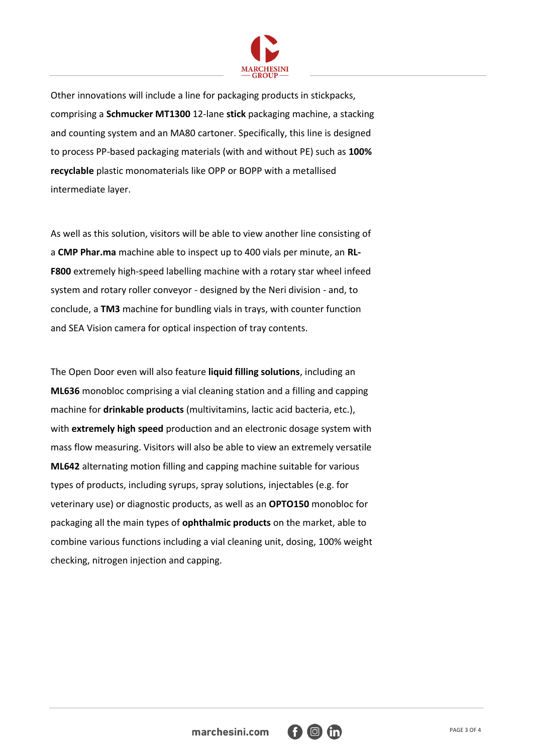Other innovations will include a line for packaging products in stickpacks, comprising a **Schmucker MT1300** 12-lane **stick** packaging machine, a stacking and counting system and an MA80 cartoner. Specifically, this line is designed to process PP-based packaging materials (with and without PE) such as **100% recyclable** plastic monomaterials like OPP or BOPP with a metallised intermediate layer.

As well as this solution, visitors will be able to view another line consisting of a **CMP Phar.ma** machine able to inspect up to 400 vials per minute, an **RL-F800** extremely high-speed labelling machine with a rotary star wheel infeed system and rotary roller conveyor - designed by the Neri division - and, to conclude, a **TM3** machine for bundling vials in trays, with counter function and SEA Vision camera for optical inspection of tray contents.

The Open Door even will also feature **liquid filling solutions**, including an **ML636** monobloc comprising a vial cleaning station and a filling and capping machine for **drinkable products** (multivitamins, lactic acid bacteria, etc.), with **extremely high speed** production and an electronic dosage system with mass flow measuring. Visitors will also be able to view an extremely versatile **ML642** alternating motion filling and capping machine suitable for various types of products, including syrups, spray solutions, injectables (e.g. for veterinary use) or diagnostic products, as well as an **OPTO150** monobloc for packaging all the main types of **ophthalmic products** on the market, able to combine various functions including a vial cleaning unit, dosing, 100% weight checking, nitrogen injection and capping.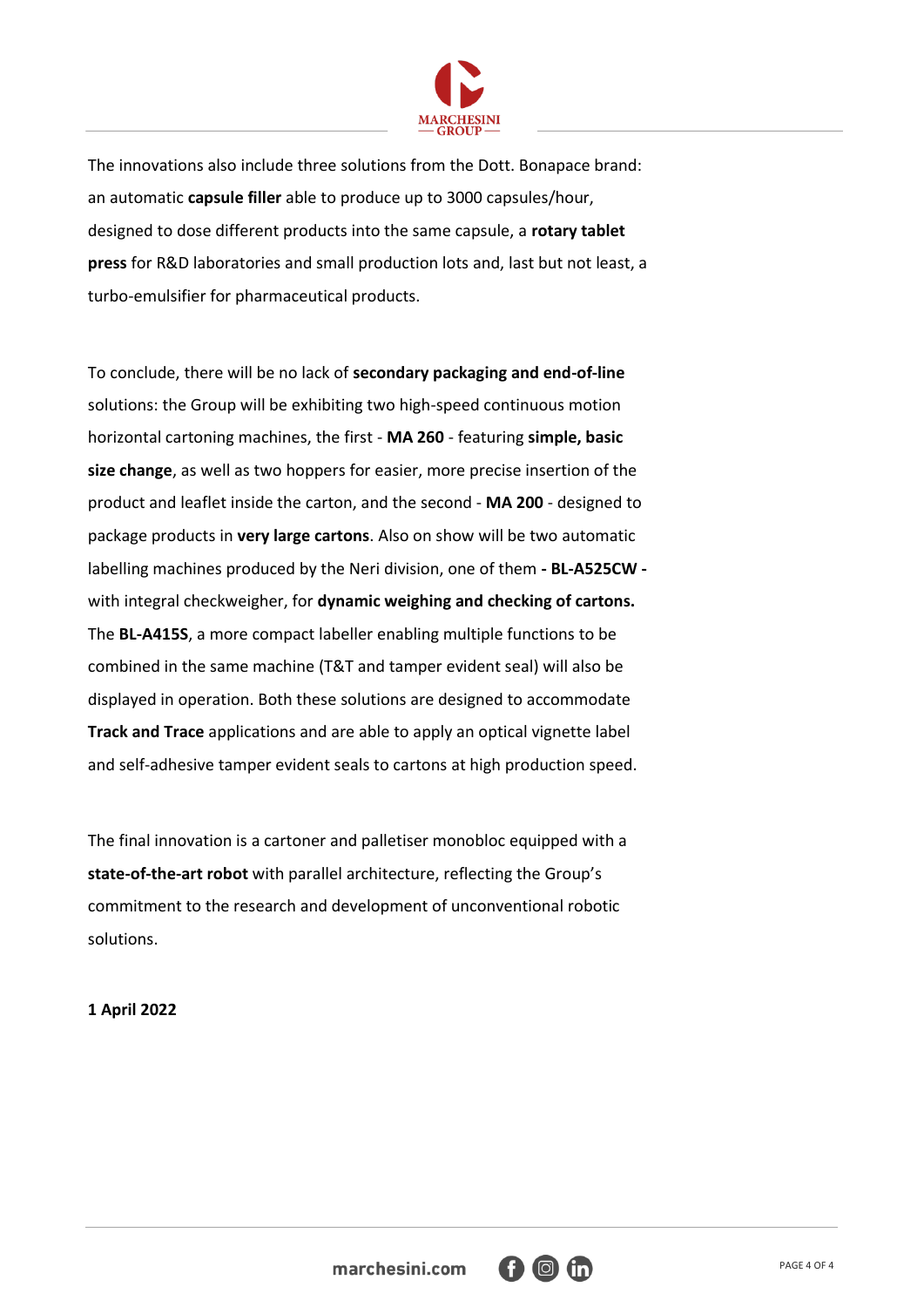The innovations also include three solutions from the Dott. Bonapace brand: an automatic **capsule filler** able to produce up to 3000 capsules/hour, designed to dose different products into the same capsule, a **rotary tablet press** for R&D laboratories and small production lots and, last but not least, a turbo-emulsifier for pharmaceutical products.

To conclude, there will be no lack of **secondary packaging and end-of-line** solutions: the Group will be exhibiting two high-speed continuous motion horizontal cartoning machines, the first - **MA 260** - featuring **simple, basic size change**, as well as two hoppers for easier, more precise insertion of the product and leaflet inside the carton, and the second - **MA 200** - designed to package products in **very large cartons**. Also on show will be two automatic labelling machines produced by the Neri division, one of them **- BL-A525CW -** with integral checkweigher, for **dynamic weighing and checking of cartons.** The **BL-A415S**, a more compact labeller enabling multiple functions to be combined in the same machine (T&T and tamper evident seal) will also be displayed in operation. Both these solutions are designed to accommodate **Track and Trace** applications and are able to apply an optical vignette label and self-adhesive tamper evident seals to cartons at high production speed.

The final innovation is a cartoner and palletiser monobloc equipped with a **state-of-the-art robot** with parallel architecture, reflecting the Group's commitment to the research and development of unconventional robotic solutions.

**1 April 2022**